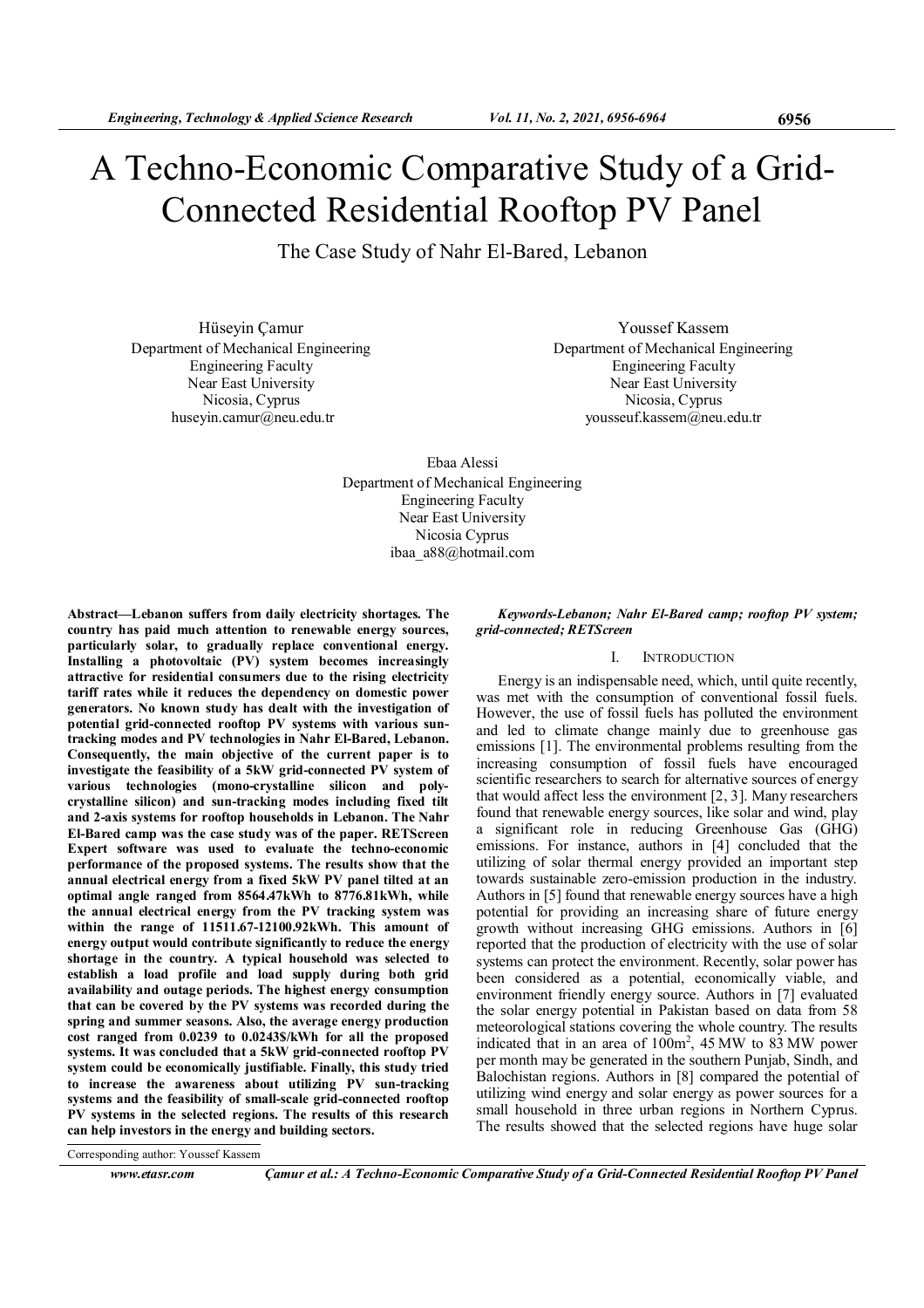# A Techno-Economic Comparative Study of a Grid-Connected Residential Rooftop PV Panel

## The Case Study of Nahr El-Bared, Lebanon

Hüseyin Çamur
Department of Mechanical Engineering
Engineering Faculty
Near East University
Nicosia, Cyprus
huseyin.camur@neu.edu.tr

Youssef Kassem
Department of Mechanical Engineering
Engineering Faculty
Near East University
Nicosia, Cyprus
yousseuf.kassem@neu.edu.tr

Ebaa Alessi
Department of Mechanical Engineering
Engineering Faculty
Near East University
Nicosia Cyprus
ibaa_a88@hotmail.com

**Abstract—Lebanon suffers from daily electricity shortages. The country has paid much attention to renewable energy sources, particularly solar, to gradually replace conventional energy. Installing a photovoltaic (PV) system becomes increasingly attractive for residential consumers due to the rising electricity tariff rates while it reduces the dependency on domestic power generators. No known study has dealt with the investigation of potential grid-connected rooftop PV systems with various sun-tracking modes and PV technologies in Nahr El-Bared, Lebanon. Consequently, the main objective of the current paper is to investigate the feasibility of a 5kW grid-connected PV system of various technologies (mono-crystalline silicon and poly-crystalline silicon) and sun-tracking modes including fixed tilt and 2-axis systems for rooftop households in Lebanon. The Nahr El-Bared camp was the case study was of the paper. RETScreen Expert software was used to evaluate the techno-economic performance of the proposed systems. The results show that the annual electrical energy from a fixed 5kW PV panel tilted at an optimal angle ranged from 8564.47kWh to 8776.81kWh, while the annual electrical energy from the PV tracking system was within the range of 11511.67-12100.92kWh. This amount of energy output would contribute significantly to reduce the energy shortage in the country. A typical household was selected to establish a load profile and load supply during both grid availability and outage periods. The highest energy consumption that can be covered by the PV systems was recorded during the spring and summer seasons. Also, the average energy production cost ranged from 0.0239 to 0.0243$/kWh for all the proposed systems. It was concluded that a 5kW grid-connected rooftop PV system could be economically justifiable. Finally, this study tried to increase the awareness about utilizing PV sun-tracking systems and the feasibility of small-scale grid-connected rooftop PV systems in the selected regions. The results of this research can help investors in the energy and building sectors.**

*Keywords-Lebanon; Nahr El-Bared camp; rooftop PV system; grid-connected; RETScreen*

## I. Introduction

Energy is an indispensable need, which, until quite recently, was met with the consumption of conventional fossil fuels. However, the use of fossil fuels has polluted the environment and led to climate change mainly due to greenhouse gas emissions [1]. The environmental problems resulting from the increasing consumption of fossil fuels have encouraged scientific researchers to search for alternative sources of energy that would affect less the environment [2, 3]. Many researchers found that renewable energy sources, like solar and wind, play a significant role in reducing Greenhouse Gas (GHG) emissions. For instance, authors in [4] concluded that the utilizing of solar thermal energy provided an important step towards sustainable zero-emission production in the industry. Authors in [5] found that renewable energy sources have a high potential for providing an increasing share of future energy growth without increasing GHG emissions. Authors in [6] reported that the production of electricity with the use of solar systems can protect the environment. Recently, solar power has been considered as a potential, economically viable, and environment friendly energy source. Authors in [7] evaluated the solar energy potential in Pakistan based on data from 58 meteorological stations covering the whole country. The results indicated that in an area of $100m^2$, 45 MW to 83 MW power per month may be generated in the southern Punjab, Sindh, and Balochistan regions. Authors in [8] compared the potential of utilizing wind energy and solar energy as power sources for a small household in three urban regions in Northern Cyprus. The results showed that the selected regions have huge solar

Corresponding author: Youssef Kassem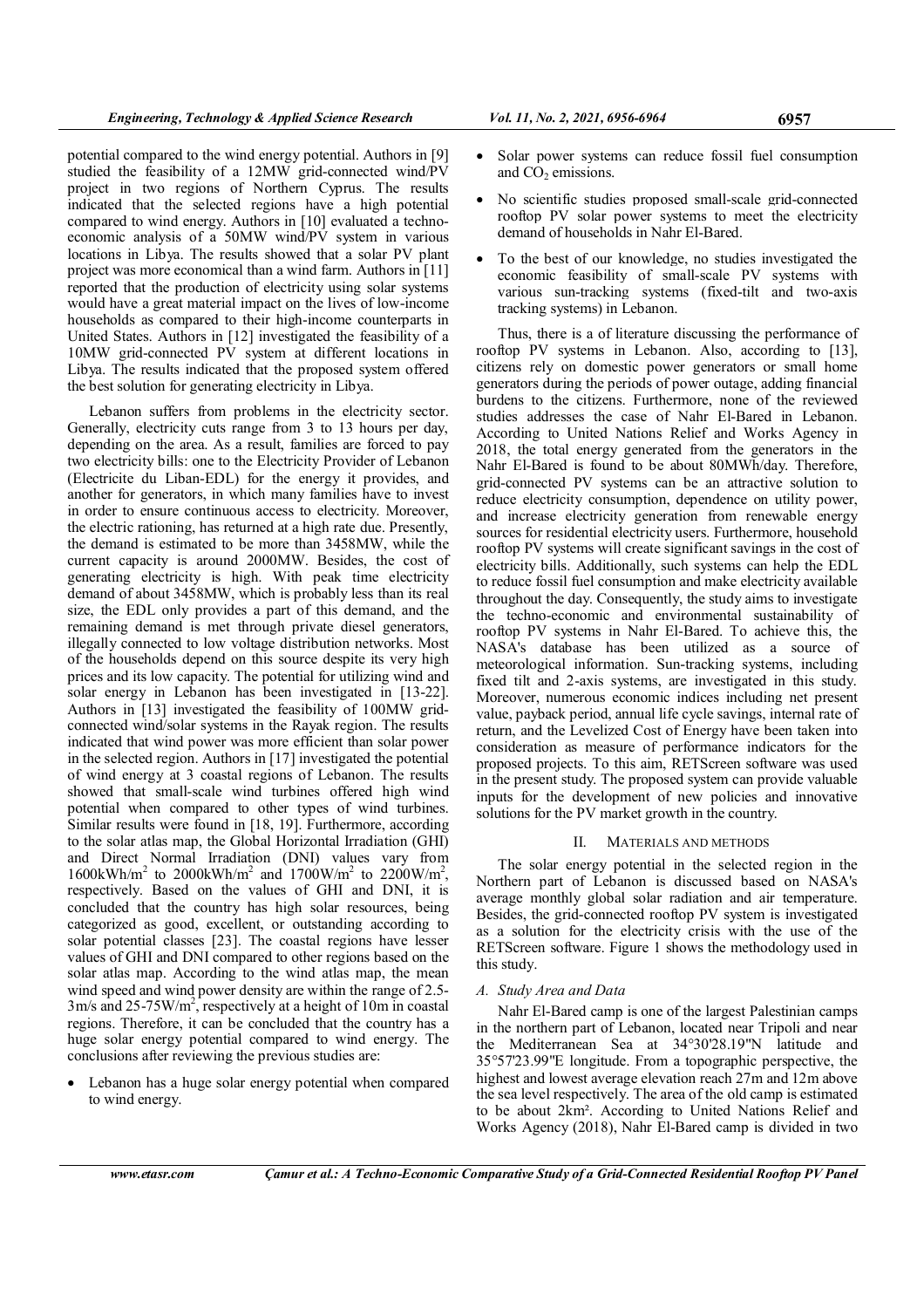potential compared to the wind energy potential. Authors in [9] studied the feasibility of a 12MW grid-connected wind/PV project in two regions of Northern Cyprus. The results indicated that the selected regions have a high potential compared to wind energy. Authors in [10] evaluated a techno-economic analysis of a 50MW wind/PV system in various locations in Libya. The results showed that a solar PV plant project was more economical than a wind farm. Authors in [11] reported that the production of electricity using solar systems would have a great material impact on the lives of low-income households as compared to their high-income counterparts in United States. Authors in [12] investigated the feasibility of a 10MW grid-connected PV system at different locations in Libya. The results indicated that the proposed system offered the best solution for generating electricity in Libya.

Lebanon suffers from problems in the electricity sector. Generally, electricity cuts range from 3 to 13 hours per day, depending on the area. As a result, families are forced to pay two electricity bills: one to the Electricity Provider of Lebanon (Electricite du Liban-EDL) for the energy it provides, and another for generators, in which many families have to invest in order to ensure continuous access to electricity. Moreover, the electric rationing, has returned at a high rate due. Presently, the demand is estimated to be more than 3458MW, while the current capacity is around 2000MW. Besides, the cost of generating electricity is high. With peak time electricity demand of about 3458MW, which is probably less than its real size, the EDL only provides a part of this demand, and the remaining demand is met through private diesel generators, illegally connected to low voltage distribution networks. Most of the households depend on this source despite its very high prices and its low capacity. The potential for utilizing wind and solar energy in Lebanon have been investigated in [13-22]. Authors in [13] investigated the feasibility of 100MW grid-connected wind/solar systems in the Rayak region. The results indicated that wind power was more efficient than solar power in the selected region. Authors in [17] investigated the potential of wind energy at 3 coastal regions of Lebanon. The results showed that small-scale wind turbines offered high wind potential when compared to other types of wind turbines. Similar results were found in [18, 19]. Furthermore, according to the solar atlas map, the Global Horizontal Irradiation (GHI) and Direct Normal Irradiation (DNI) values vary from $1600kWh/m^2$ to $2000kWh/m^2$ and $1700W/m^2$ to $2200W/m^2$, respectively. Based on the values of GHI and DNI, it is concluded that the country has high solar resources, being categorized as good, excellent, or outstanding according to solar potential classes [23]. The coastal regions have lesser values of GHI and DNI compared to other regions based on the solar atlas map. According to the wind atlas map, the mean wind speed and wind power density are within the range of 2.5-3m/s and $25\text{-}75W/m^2$, respectively at a height of 10m in coastal regions. Therefore, it can be concluded that the country has a huge solar energy potential compared to wind energy. The conclusions after reviewing the previous studies are:

- Lebanon has a huge solar energy potential when compared to wind energy.
- Solar power systems can reduce fossil fuel consumption and $CO_2$ emissions.
- No scientific studies proposed small-scale grid-connected rooftop PV solar power systems to meet the electricity demand of households in Nahr El-Bared.
- To the best of our knowledge, no studies investigated the economic feasibility of small-scale PV systems with various sun-tracking systems (fixed-tilt and two-axis tracking systems) in Lebanon.

Thus, there is a of literature discussing the performance of rooftop PV systems in Lebanon. Also, according to [13], citizens rely on domestic power generators or small home generators during the periods of power outage, adding financial burdens to the citizens. Furthermore, none of the reviewed studies addresses the case of Nahr El-Bared in Lebanon. According to United Nations Relief and Works Agency in 2018, the total energy generated from the generators in the Nahr El-Bared is found to be about 80MWh/day. Therefore, grid-connected PV systems can be an attractive solution to reduce electricity consumption, dependence on utility power, and increase electricity generation from renewable energy sources for residential electricity users. Furthermore, household rooftop PV systems will create significant savings in the cost of electricity bills. Additionally, such systems can help the EDL to reduce fossil fuel consumption and make electricity available throughout the day. Consequently, the study aims to investigate the techno-economic and environmental sustainability of rooftop PV systems in Nahr El-Bared. To achieve this, the NASA's database has been utilized as a source of meteorological information. Sun-tracking systems, including fixed tilt and 2-axis systems, are investigated in this study. Moreover, numerous economic indices including net present value, payback period, annual life cycle savings, internal rate of return, and the Levelized Cost of Energy have been taken into consideration as measure of performance indicators for the proposed projects. To this aim, RETScreen software was used in the present study. The proposed system can provide valuable inputs for the development of new policies and innovative solutions for the PV market growth in the country.

## II. MATERIALS AND METHODS

The solar energy potential in the selected region in the Northern part of Lebanon is discussed based on NASA's average monthly global solar radiation and air temperature. Besides, the grid-connected rooftop PV system is investigated as a solution for the electricity crisis with the use of the RETScreen software. Figure 1 shows the methodology used in this study.

### *A. Study Area and Data*

Nahr El-Bared camp is one of the largest Palestinian camps in the northern part of Lebanon, located near Tripoli and near the Mediterranean Sea at 34°30'28.19"N latitude and 35°57'23.99"E longitude. From a topographic perspective, the highest and lowest average elevation reach 27m and 12m above the sea level respectively. The area of the old camp is estimated to be about 2km². According to United Nations Relief and Works Agency (2018), Nahr El-Bared camp is divided in two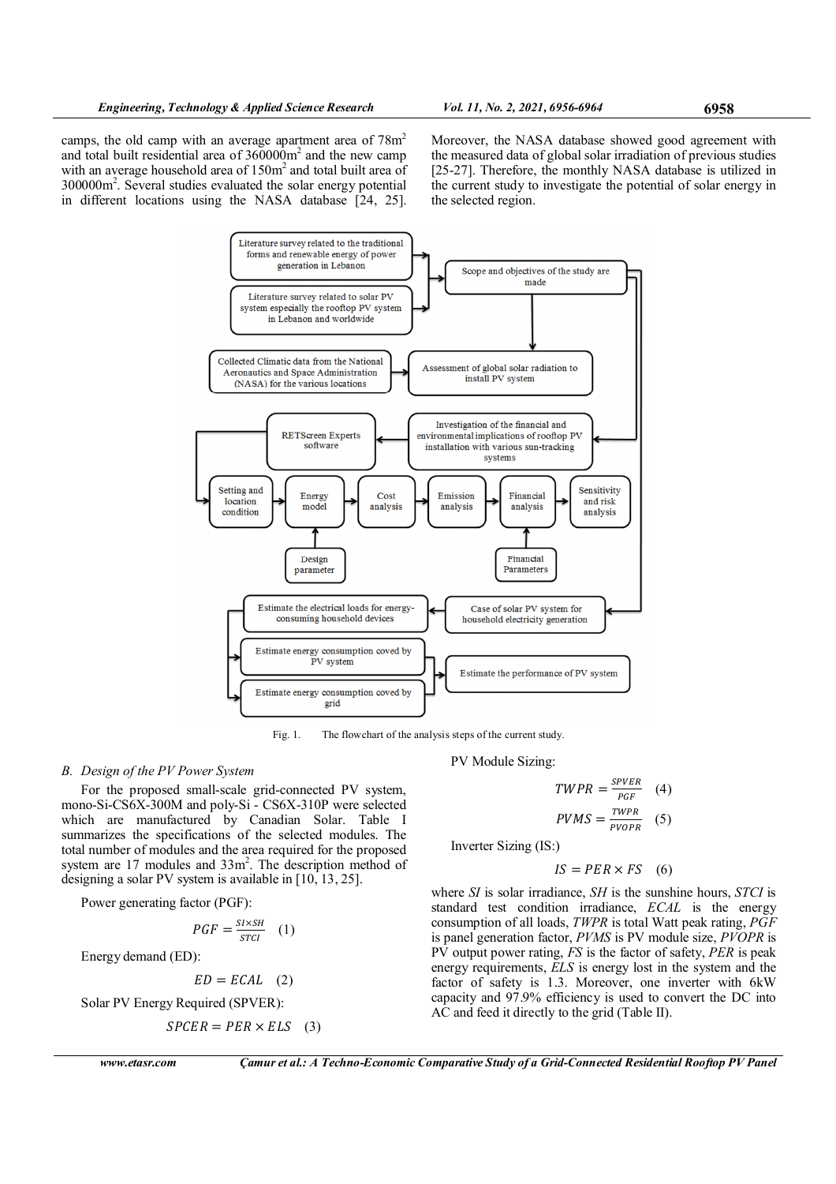camps, the old camp with an average apartment area of 78m$^2$ and total built residential area of 360000m$^2$ and the new camp with an average household area of 150m$^2$ and total built area of 300000m$^2$. Several studies evaluated the solar energy potential in different locations using the NASA database [24, 25]. Moreover, the NASA database showed good agreement with the measured data of global solar irradiation of previous studies [25-27]. Therefore, the monthly NASA database is utilized in the current study to investigate the potential of solar energy in the selected region.

Fig. 1. The flowchart of the analysis steps of the current study.

## B. Design of the PV Power System

For the proposed small-scale grid-connected PV system, mono-Si-CS6X-300M and poly-Si - CS6X-310P were selected which are manufactured by Canadian Solar. Table I summarizes the specifications of the selected modules. The total number of modules and the area required for the proposed system are 17 modules and 33m$^2$. The description method of designing a solar PV system is available in [10, 13, 25].

Power generating factor (PGF):

$$PGF = \frac{SI \times SH}{STCI} \quad (1)$$

Energy demand (ED):

$$ED = ECAL \quad (2)$$

Solar PV Energy Required (SPVER):

$$SPCER = PER \times ELS \quad (3)$$

PV Module Sizing:

$$TWPR = \frac{SPVER}{PGF} \quad (4)$$

$$PVMS = \frac{TWPR}{PVOPR} \quad (5)$$

Inverter Sizing (IS:)

$$IS = PER \times FS \quad (6)$$

where $SI$ is solar irradiance, $SH$ is the sunshine hours, $STCI$ is standard test condition irradiance, $ECAL$ is the energy consumption of all loads, $TWPR$ is total Watt peak rating, $PGF$ is panel generation factor, $PVMS$ is PV module size, $PVOPR$ is PV output power rating, $FS$ is the factor of safety, $PER$ is peak energy requirements, $ELS$ is energy lost in the system and the factor of safety is 1.3. Moreover, one inverter with 6kW capacity and 97.9% efficiency is used to convert the DC into AC and feed it directly to the grid (Table II).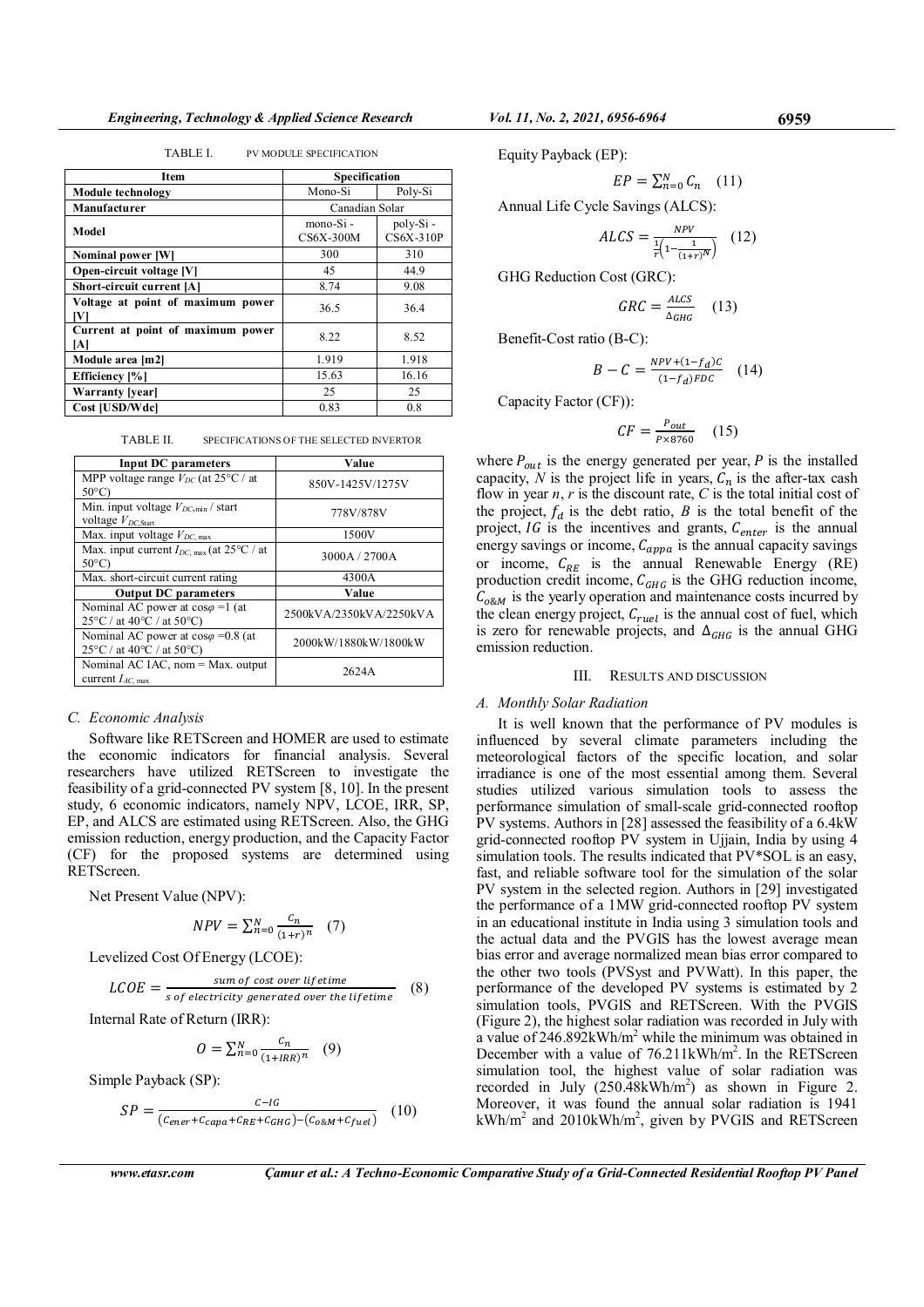TABLE I. PV MODULE SPECIFICATION

| Item | Specification | |
|---|---|---|
| **Module technology** | Mono-Si | Poly-Si |
| **Manufacturer** | Canadian Solar | |
| **Model** | mono-Si - CS6X-300M | poly-Si - CS6X-310P |
| **Nominal power [W]** | 300 | 310 |
| **Open-circuit voltage [V]** | 45 | 44.9 |
| **Short-circuit current [A]** | 8.74 | 9.08 |
| **Voltage at point of maximum power [V]** | 36.5 | 36.4 |
| **Current at point of maximum power [A]** | 8.22 | 8.52 |
| **Module area [m2]** | 1.919 | 1.918 |
| **Efficiency [%]** | 15.63 | 16.16 |
| **Warranty [year]** | 25 | 25 |
| **Cost [USD/Wdc]** | 0.83 | 0.8 |

TABLE II. SPECIFICATIONS OF THE SELECTED INVERTOR

| Input DC parameters | Value |
|---|---|
| MPP voltage range $V_{DC}$ (at 25°C / at 50°C) | 850V-1425V/1275V |
| Min. input voltage $V_{DC,\min}$ / start voltage $V_{DC,\text{Start}}$ | 778V/878V |
| Max. input voltage $V_{DC,\max}$ | 1500V |
| Max. input current $I_{DC,\max}$ (at 25°C / at 50°C) | 3000A / 2700A |
| Max. short-circuit current rating | 4300A |
| **Output DC parameters** | **Value** |
| Nominal AC power at $\cos\varphi = 1$ (at 25°C / at 40°C / at 50°C) | 2500kVA/2350kVA/2250kVA |
| Nominal AC power at $\cos\varphi = 0.8$ (at 25°C / at 40°C / at 50°C) | 2000kW/1880kW/1800kW |
| Nominal AC IAC, nom = Max. output current $I_{AC,\max}$ | 2624A |

### C. Economic Analysis

Software like RETScreen and HOMER are used to estimate the economic indicators for financial analysis. Several researchers have utilized RETScreen to investigate the feasibility of a grid-connected PV system [8, 10]. In the present study, 6 economic indicators, namely NPV, LCOE, IRR, SP, EP, and ALCS are estimated using RETScreen. Also, the GHG emission reduction, energy production, and the Capacity Factor (CF) for the proposed systems are determined using RETScreen.

Net Present Value (NPV):

$$NPV = \sum_{n=0}^{N} \frac{C_n}{(1+r)^n} \quad (7)$$

Levelized Cost Of Energy (LCOE):

$$LCOE = \frac{\text{sum of cost over lifetime}}{\text{s of electricity generated over the lifetime}} \quad (8)$$

Internal Rate of Return (IRR):

$$O = \sum_{n=0}^{N} \frac{C_n}{(1+IRR)^n} \quad (9)$$

Simple Payback (SP):

$$SP = \frac{C - IG}{(C_{ener} + C_{capa} + C_{RE} + C_{GHG}) - (C_{O\&M} + C_{fuel})} \quad (10)$$

Equity Payback (EP):

$$EP = \sum_{n=0}^{N} C_n \quad (11)$$

Annual Life Cycle Savings (ALCS):

$$ALCS = \frac{NPV}{\frac{1}{r}\left(1 - \frac{1}{(1+r)^N}\right)} \quad (12)$$

GHG Reduction Cost (GRC):

$$GRC = \frac{ALCS}{\Delta_{GHG}} \quad (13)$$

Benefit-Cost ratio (B-C):

$$B - C = \frac{NPV + (1 - f_d)C}{(1 - f_d)FDC} \quad (14)$$

Capacity Factor (CF)):

$$CF = \frac{P_{out}}{P \times 8760} \quad (15)$$

where $P_{out}$ is the energy generated per year, $P$ is the installed capacity, $N$ is the project life in years, $C_n$ is the after-tax cash flow in year $n$, $r$ is the discount rate, $C$ is the total initial cost of the project, $f_d$ is the debt ratio, $B$ is the total benefit of the project, $IG$ is the incentives and grants, $C_{enter}$ is the annual energy savings or income, $C_{appa}$ is the annual capacity savings or income, $C_{RE}$ is the annual Renewable Energy (RE) production credit income, $C_{GHG}$ is the GHG reduction income, $C_{O\&M}$ is the yearly operation and maintenance costs incurred by the clean energy project, $C_{ruel}$ is the annual cost of fuel, which is zero for renewable projects, and $\Delta_{GHG}$ is the annual GHG emission reduction.

## III. RESULTS AND DISCUSSION

### A. Monthly Solar Radiation

It is well known that the performance of PV modules is influenced by several climate parameters including the meteorological factors of the specific location, and solar irradiance is one of the most essential among them. Several studies utilized various simulation tools to assess the performance simulation of small-scale grid-connected rooftop PV systems. Authors in [28] assessed the feasibility of a 6.4kW grid-connected rooftop PV system in Ujjain, India by using 4 simulation tools. The results indicated that PV*SOL is an easy, fast, and reliable software tool for the simulation of the solar PV system in the selected region. Authors in [29] investigated the performance of a 1MW grid-connected rooftop PV system in an educational institute in India using 3 simulation tools and the actual data and the PVGIS has the lowest average mean bias error and average normalized mean bias error compared to the other two tools (PVSyst and PVWatt). In this paper, the performance of the developed PV systems is estimated by 2 simulation tools, PVGIS and RETScreen. With the PVGIS (Figure 2), the highest solar radiation was recorded in July with a value of 246.892kWh/m$^2$ while the minimum was obtained in December with a value of 76.211kWh/m$^2$. In the RETScreen simulation tool, the highest value of solar radiation was recorded in July (250.48kWh/m$^2$) as shown in Figure 2. Moreover, it was found the annual solar radiation is 1941 kWh/m$^2$ and 2010kWh/m$^2$, given by PVGIS and RETScreen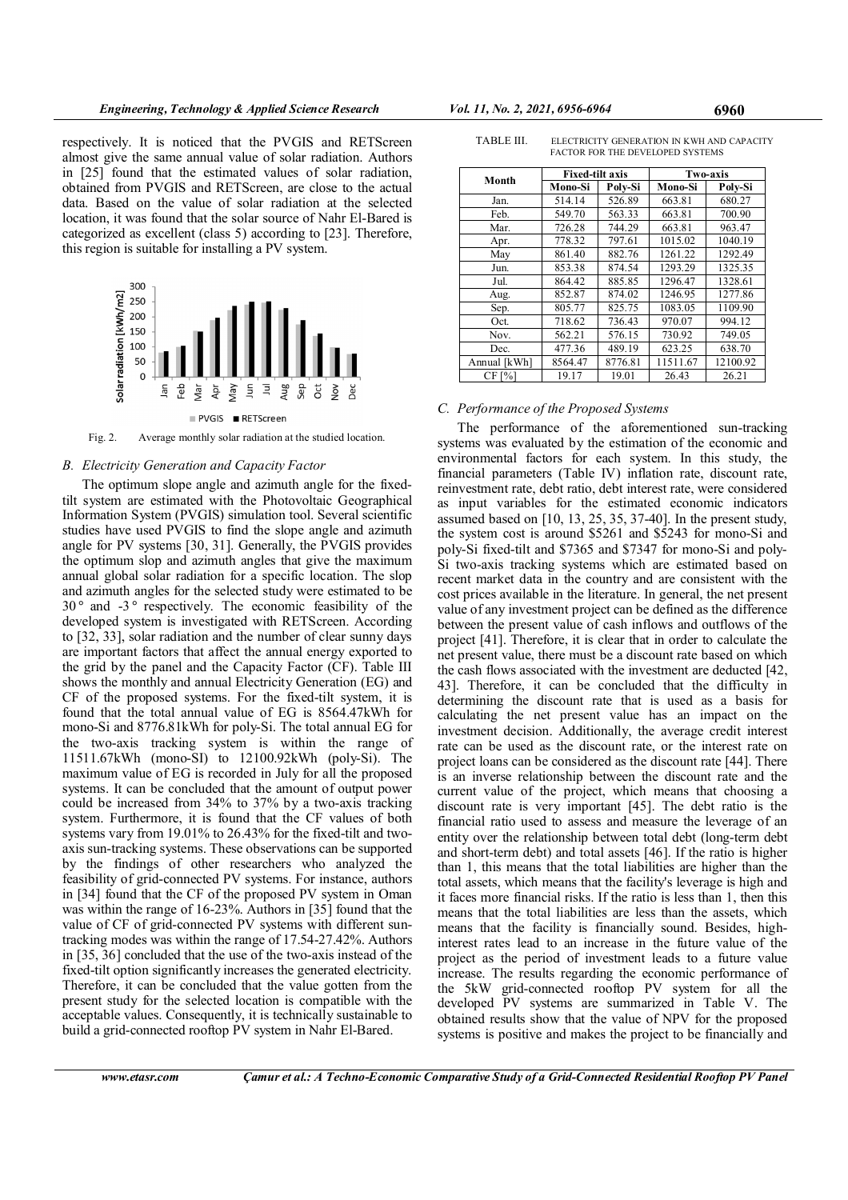respectively. It is noticed that the PVGIS and RETScreen almost give the same annual value of solar radiation. Authors in [25] found that the estimated values of solar radiation, obtained from PVGIS and RETScreen, are close to the actual data. Based on the value of solar radiation at the selected location, it was found that the solar source of Nahr El-Bared is categorized as excellent (class 5) according to [23]. Therefore, this region is suitable for installing a PV system.

Fig. 2. Average monthly solar radiation at the studied location.

### B. Electricity Generation and Capacity Factor

The optimum slope angle and azimuth angle for the fixed-tilt system are estimated with the Photovoltaic Geographical Information System (PVGIS) simulation tool. Several scientific studies have used PVGIS to find the slope angle and azimuth angle for PV systems [30, 31]. Generally, the PVGIS provides the optimum slop and azimuth angles that give the maximum annual global solar radiation for a specific location. The slop and azimuth angles for the selected study were estimated to be 30° and -3° respectively. The economic feasibility of the developed system is investigated with RETScreen. According to [32, 33], solar radiation and the number of clear sunny days are important factors that affect the annual energy exported to the grid by the panel and the Capacity Factor (CF). Table III shows the monthly and annual Electricity Generation (EG) and CF of the proposed systems. For the fixed-tilt system, it is found that the total annual value of EG is 8564.47kWh for mono-Si and 8776.81kWh for poly-Si. The total annual EG for the two-axis tracking system is within the range of 11511.67kWh (mono-SI) to 12100.92kWh (poly-Si). The maximum value of EG is recorded in July for all the proposed systems. It can be concluded that the amount of output power could be increased from 34% to 37% by a two-axis tracking system. Furthermore, it is found that the CF values of both systems vary from 19.01% to 26.43% for the fixed-tilt and two-axis sun-tracking systems. These observations can be supported by the findings of other researchers who analyzed the feasibility of grid-connected PV systems. For instance, authors in [34] found that the CF of the proposed PV system in Oman was within the range of 16-23%. Authors in [35] found that the value of CF of grid-connected PV systems with different sun-tracking modes was within the range of 17.54-27.42%. Authors in [35, 36] concluded that the use of the two-axis instead of the fixed-tilt option significantly increases the generated electricity. Therefore, it can be concluded that the value gotten from the present study for the selected location is compatible with the acceptable values. Consequently, it is technically sustainable to build a grid-connected rooftop PV system in Nahr El-Bared.

TABLE III. ELECTRICITY GENERATION IN KWH AND CAPACITY FACTOR FOR THE DEVELOPED SYSTEMS

| Month | Fixed-tilt axis | | Two-axis | |
|---|---|---|---|---|
| | Mono-Si | Poly-Si | Mono-Si | Poly-Si |
| Jan. | 514.14 | 526.89 | 663.81 | 680.27 |
| Feb. | 549.70 | 563.33 | 663.81 | 700.90 |
| Mar. | 726.28 | 744.29 | 663.81 | 963.47 |
| Apr. | 778.32 | 797.61 | 1015.02 | 1040.19 |
| May | 861.40 | 882.76 | 1261.22 | 1292.49 |
| Jun. | 853.38 | 874.54 | 1293.29 | 1325.35 |
| Jul. | 864.42 | 885.85 | 1296.47 | 1328.61 |
| Aug. | 852.87 | 874.02 | 1246.95 | 1277.86 |
| Sep. | 805.77 | 825.75 | 1083.05 | 1109.90 |
| Oct. | 718.62 | 736.43 | 970.07 | 994.12 |
| Nov. | 562.21 | 576.15 | 730.92 | 749.05 |
| Dec. | 477.36 | 489.19 | 623.25 | 638.70 |
| Annual [kWh] | 8564.47 | 8776.81 | 11511.67 | 12100.92 |
| CF [%] | 19.17 | 19.01 | 26.43 | 26.21 |

### C. Performance of the Proposed Systems

The performance of the aforementioned sun-tracking systems was evaluated by the estimation of the economic and environmental factors for each system. In this study, the financial parameters (Table IV) inflation rate, discount rate, reinvestment rate, debt ratio, debt interest rate, were considered as input variables for the estimated economic indicators assumed based on [10, 13, 25, 35, 37-40]. In the present study, the system cost is around \$5261 and \$5243 for mono-Si and poly-Si fixed-tilt and \$7365 and \$7347 for mono-Si and poly-Si two-axis tracking systems which are estimated based on recent market data in the country and are consistent with the cost prices available in the literature. In general, the net present value of any investment project can be defined as the difference between the present value of cash inflows and outflows of the project [41]. Therefore, it is clear that in order to calculate the net present value, there must be a discount rate based on which the cash flows associated with the investment are deducted [42, 43]. Therefore, it can be concluded that the difficulty in determining the discount rate that is used as a basis for calculating the net present value has an impact on the investment decision. Additionally, the average credit interest rate can be used as the discount rate, or the interest rate on project loans can be considered as the discount rate [44]. There is an inverse relationship between the discount rate and the current value of the project, which means that choosing a discount rate is very important [45]. The debt ratio is the financial ratio used to assess and measure the leverage of an entity over the relationship between total debt (long-term debt and short-term debt) and total assets [46]. If the ratio is higher than 1, this means that the total liabilities are higher than the total assets, which means that the facility's leverage is high and it faces more financial risks. If the ratio is less than 1, then this means that the total liabilities are less than the assets, which means that the facility is financially sound. Besides, high-interest rates lead to an increase in the future value of the project as the period of investment leads to a future value increase. The results regarding the economic performance of the 5kW grid-connected rooftop PV system for all the developed PV systems are summarized in Table V. The obtained results show that the value of NPV for the proposed systems is positive and makes the project to be financially and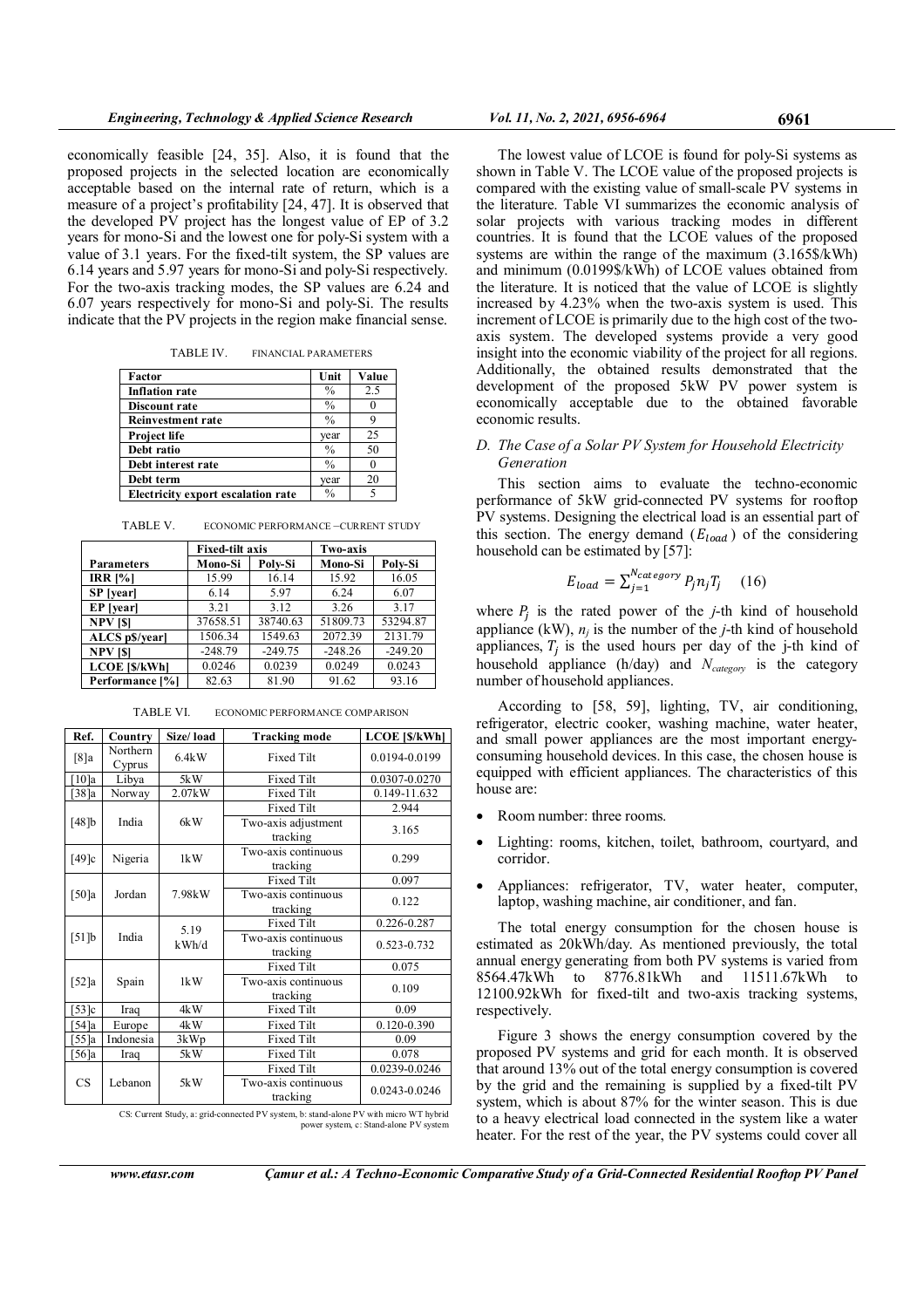economically feasible [24, 35]. Also, it is found that the proposed projects in the selected location are economically acceptable based on the internal rate of return, which is a measure of a project's profitability [24, 47]. It is observed that the developed PV project has the longest value of EP of 3.2 years for mono-Si and the lowest one for poly-Si system with a value of 3.1 years. For the fixed-tilt system, the SP values are 6.14 years and 5.97 years for mono-Si and poly-Si respectively. For the two-axis tracking modes, the SP values are 6.24 and 6.07 years respectively for mono-Si and poly-Si. The results indicate that the PV projects in the region make financial sense.

TABLE IV. FINANCIAL PARAMETERS

| Factor | Unit | Value |
|---|---|---|
| **Inflation rate** | % | 2.5 |
| **Discount rate** | % | 0 |
| **Reinvestment rate** | % | 9 |
| **Project life** | year | 25 |
| **Debt ratio** | % | 50 |
| **Debt interest rate** | % | 0 |
| **Debt term** | year | 20 |
| **Electricity export escalation rate** | % | 5 |

TABLE V. ECONOMIC PERFORMANCE –CURRENT STUDY

| | Fixed-tilt axis | | Two-axis | |
|---|---|---|---|---|
| **Parameters** | **Mono-Si** | **Poly-Si** | **Mono-Si** | **Poly-Si** |
| **IRR [%]** | 15.99 | 16.14 | 15.92 | 16.05 |
| **SP [year]** | 6.14 | 5.97 | 6.24 | 6.07 |
| **EP [year]** | 3.21 | 3.12 | 3.26 | 3.17 |
| **NPV [$]** | 37658.51 | 38740.63 | 51809.73 | 53294.87 |
| **ALCS p$/year]** | 1506.34 | 1549.63 | 2072.39 | 2131.79 |
| **NPV [$]** | -248.79 | -249.75 | -248.26 | -249.20 |
| **LCOE [$/kWh]** | 0.0246 | 0.0239 | 0.0249 | 0.0243 |
| **Performance [%]** | 82.63 | 81.90 | 91.62 | 93.16 |

TABLE VI. ECONOMIC PERFORMANCE COMPARISON

| Ref. | Country | Size/ load | Tracking mode | LCOE [$/kWh] |
|---|---|---|---|---|
| [8]a | Northern Cyprus | 6.4kW | Fixed Tilt | 0.0194-0.0199 |
| [10]a | Libya | 5kW | Fixed Tilt | 0.0307-0.0270 |
| [38]a | Norway | 2.07kW | Fixed Tilt | 0.149-11.632 |
| [48]b | India | 6kW | Fixed Tilt | 2.944 |
| | | | Two-axis adjustment tracking | 3.165 |
| [49]c | Nigeria | 1kW | Two-axis continuous tracking | 0.299 |
| [50]a | Jordan | 7.98kW | Fixed Tilt | 0.097 |
| | | | Two-axis continuous tracking | 0.122 |
| [51]b | India | 5.19 kWh/d | Fixed Tilt | 0.226-0.287 |
| | | | Two-axis continuous tracking | 0.523-0.732 |
| [52]a | Spain | 1kW | Fixed Tilt | 0.075 |
| | | | Two-axis continuous tracking | 0.109 |
| [53]c | Iraq | 4kW | Fixed Tilt | 0.09 |
| [54]a | Europe | 4kW | Fixed Tilt | 0.120-0.390 |
| [55]a | Indonesia | 3kWp | Fixed Tilt | 0.09 |
| [56]a | Iraq | 5kW | Fixed Tilt | 0.078 |
| CS | Lebanon | 5kW | Fixed Tilt | 0.0239-0.0246 |
| | | | Two-axis continuous tracking | 0.0243-0.0246 |

CS: Current Study, a: grid-connected PV system, b: stand-alone PV with micro WT hybrid power system, c: Stand-alone PV system

The lowest value of LCOE is found for poly-Si systems as shown in Table V. The LCOE value of the proposed projects is compared with the existing value of small-scale PV systems in the literature. Table VI summarizes the economic analysis of solar projects with various tracking modes in different countries. It is found that the LCOE values of the proposed systems are within the range of the maximum (3.165$/kWh) and minimum (0.0199$/kWh) of LCOE values obtained from the literature. It is noticed that the value of LCOE is slightly increased by 4.23% when the two-axis system is used. This increment of LCOE is primarily due to the high cost of the two-axis system. The developed systems provide a very good insight into the economic viability of the project for all regions. Additionally, the obtained results demonstrated that the development of the proposed 5kW PV power system is economically acceptable due to the obtained favorable economic results.

### *D. The Case of a Solar PV System for Household Electricity Generation*

This section aims to evaluate the techno-economic performance of 5kW grid-connected PV systems for rooftop PV systems. Designing the electrical load is an essential part of this section. The energy demand ($E_{load}$) of the considering household can be estimated by [57]:

$$E_{load} = \sum_{j=1}^{N_{category}} P_j n_j T_j \quad (16)$$

where $P_j$ is the rated power of the *j*-th kind of household appliance (kW), $n_j$ is the number of the *j*-th kind of household appliances, $T_j$ is the used hours per day of the j-th kind of household appliance (h/day) and $N_{category}$ is the category number of household appliances.

According to [58, 59], lighting, TV, air conditioning, refrigerator, electric cooker, washing machine, water heater, and small power appliances are the most important energy-consuming household devices. In this case, the chosen house is equipped with efficient appliances. The characteristics of this house are:

- Room number: three rooms.
- Lighting: rooms, kitchen, toilet, bathroom, courtyard, and corridor.
- Appliances: refrigerator, TV, water heater, computer, laptop, washing machine, air conditioner, and fan.

The total energy consumption for the chosen house is estimated as 20kWh/day. As mentioned previously, the total annual energy generating from both PV systems is varied from 8564.47kWh to 8776.81kWh and 11511.67kWh to 12100.92kWh for fixed-tilt and two-axis tracking systems, respectively.

Figure 3 shows the energy consumption covered by the proposed PV systems and grid for each month. It is observed that around 13% out of the total energy consumption is covered by the grid and the remaining is supplied by a fixed-tilt PV system, which is about 87% for the winter season. This is due to a heavy electrical load connected in the system like a water heater. For the rest of the year, the PV systems could cover all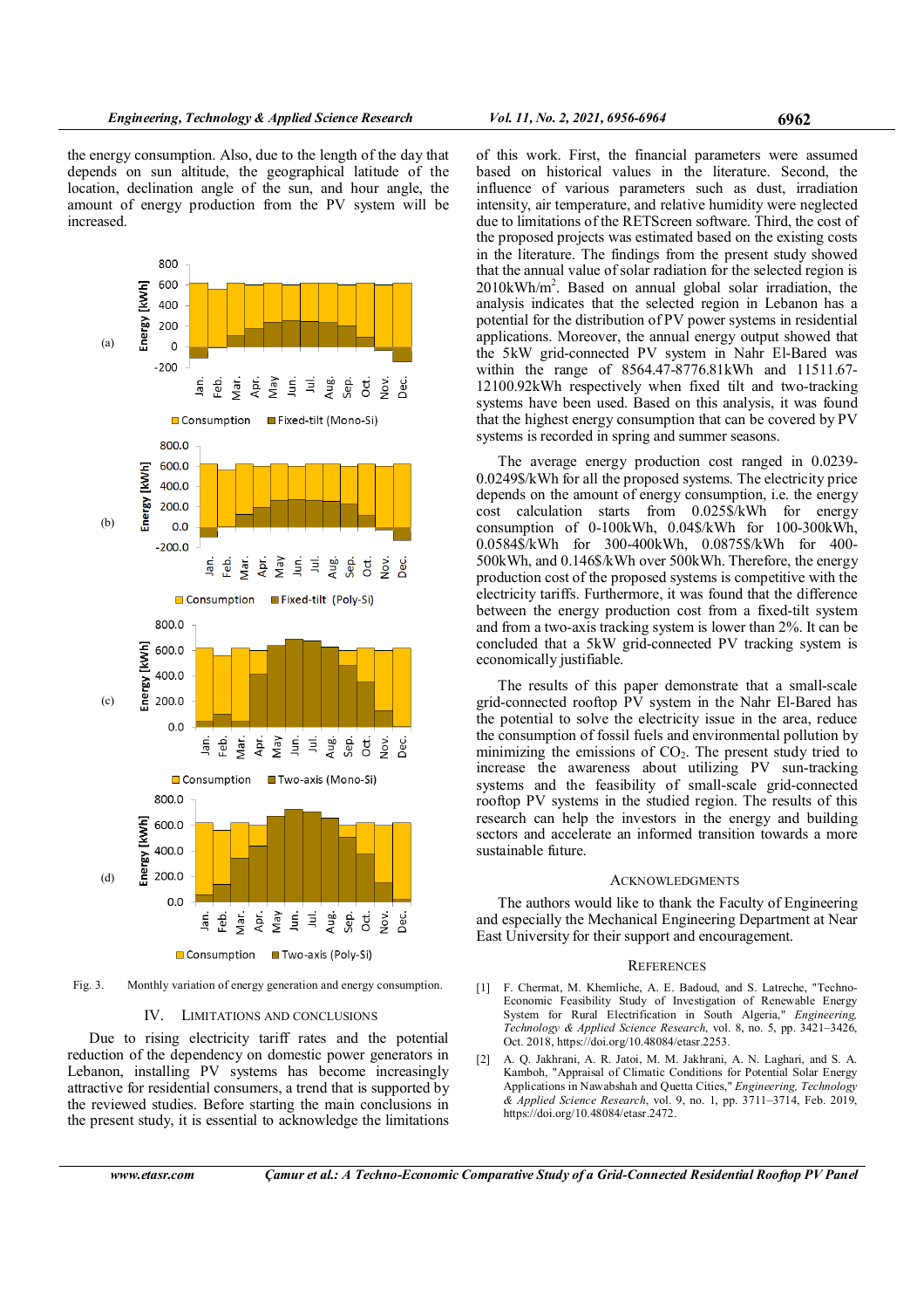the energy consumption. Also, due to the length of the day that depends on sun altitude, the geographical latitude of the location, declination angle of the sun, and hour angle, the amount of energy production from the PV system will be increased.

Fig. 3. Monthly variation of energy generation and energy consumption.

## IV. LIMITATIONS AND CONCLUSIONS

Due to rising electricity tariff rates and the potential reduction of the dependency on domestic power generators in Lebanon, installing PV systems has become increasingly attractive for residential consumers, a trend that is supported by the reviewed studies. Before starting the main conclusions in the present study, it is essential to acknowledge the limitations of this work. First, the financial parameters were assumed based on historical values in the literature. Second, the influence of various parameters such as dust, irradiation intensity, air temperature, and relative humidity were neglected due to limitations of the RETScreen software. Third, the cost of the proposed projects was estimated based on the existing costs in the literature. The findings from the present study showed that the annual value of solar radiation for the selected region is 2010kWh/m$^2$. Based on annual global solar irradiation, the analysis indicates that the selected region in Lebanon has a potential for the distribution of PV power systems in residential applications. Moreover, the annual energy output showed that the 5kW grid-connected PV system in Nahr El-Bared was within the range of 8564.47-8776.81kWh and 11511.67-12100.92kWh respectively when fixed tilt and two-tracking systems have been used. Based on this analysis, it was found that the highest energy consumption that can be covered by PV systems is recorded in spring and summer seasons.

The average energy production cost ranged in 0.0239-0.0249$/kWh for all the proposed systems. The electricity price depends on the amount of energy consumption, i.e. the energy cost calculation starts from 0.025$/kWh for energy consumption of 0-100kWh, 0.04$/kWh for 100-300kWh, 0.0584$/kWh for 300-400kWh, 0.0875$/kWh for 400-500kWh, and 0.146$/kWh over 500kWh. Therefore, the energy production cost of the proposed systems is competitive with the electricity tariffs. Furthermore, it was found that the difference between the energy production cost from a fixed-tilt system and from a two-axis tracking system is lower than 2%. It can be concluded that a 5kW grid-connected PV tracking system is economically justifiable.

The results of this paper demonstrate that a small-scale grid-connected rooftop PV system in the Nahr El-Bared has the potential to solve the electricity issue in the area, reduce the consumption of fossil fuels and environmental pollution by minimizing the emissions of $CO_2$. The present study tried to increase the awareness about utilizing PV sun-tracking systems and the feasibility of small-scale grid-connected rooftop PV systems in the studied region. The results of this research can help the investors in the energy and building sectors and accelerate an informed transition towards a more sustainable future.

## ACKNOWLEDGMENTS

The authors would like to thank the Faculty of Engineering and especially the Mechanical Engineering Department at Near East University for their support and encouragement.

## REFERENCES

[1] F. Chermat, M. Khemliche, A. E. Badoud, and S. Latreche, "Techno-Economic Feasibility Study of Investigation of Renewable Energy System for Rural Electrification in South Algeria," *Engineering, Technology & Applied Science Research*, vol. 8, no. 5, pp. 3421–3426, Oct. 2018, https://doi.org/10.48084/etasr.2253.

[2] A. Q. Jakhrani, A. R. Jatoi, M. M. Jakhrani, A. N. Laghari, and S. A. Kamboh, "Appraisal of Climatic Conditions for Potential Solar Energy Applications in Nawabshah and Quetta Cities," *Engineering, Technology & Applied Science Research*, vol. 9, no. 1, pp. 3711–3714, Feb. 2019, https://doi.org/10.48084/etasr.2472.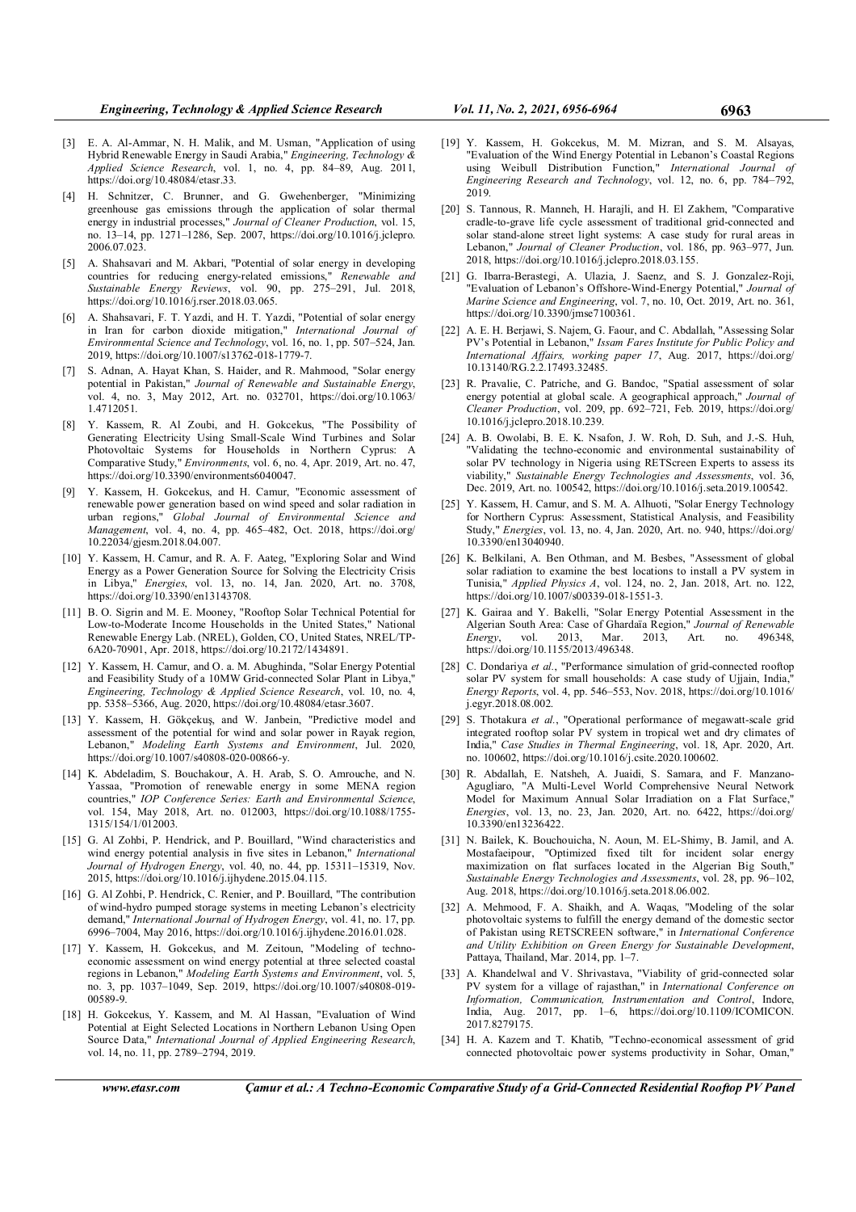[3] E. A. Al-Ammar, N. H. Malik, and M. Usman, "Application of using Hybrid Renewable Energy in Saudi Arabia," *Engineering, Technology & Applied Science Research*, vol. 1, no. 4, pp. 84–89, Aug. 2011, https://doi.org/10.48084/etasr.33.

[4] H. Schnitzer, C. Brunner, and G. Gwehenberger, "Minimizing greenhouse gas emissions through the application of solar thermal energy in industrial processes," *Journal of Cleaner Production*, vol. 15, no. 13–14, pp. 1271–1286, Sep. 2007, https://doi.org/10.1016/j.jclepro.2006.07.023.

[5] A. Shahsavari and M. Akbari, "Potential of solar energy in developing countries for reducing energy-related emissions," *Renewable and Sustainable Energy Reviews*, vol. 90, pp. 275–291, Jul. 2018, https://doi.org/10.1016/j.rser.2018.03.065.

[6] A. Shahsavari, F. T. Yazdi, and H. T. Yazdi, "Potential of solar energy in Iran for carbon dioxide mitigation," *International Journal of Environmental Science and Technology*, vol. 16, no. 1, pp. 507–524, Jan. 2019, https://doi.org/10.1007/s13762-018-1779-7.

[7] S. Adnan, A. Hayat Khan, S. Haider, and R. Mahmood, "Solar energy potential in Pakistan," *Journal of Renewable and Sustainable Energy*, vol. 4, no. 3, May 2012, Art. no. 032701, https://doi.org/10.1063/1.4712051.

[8] Y. Kassem, R. Al Zoubi, and H. Gokcekus, "The Possibility of Generating Electricity Using Small-Scale Wind Turbines and Solar Photovoltaic Systems for Households in Northern Cyprus: A Comparative Study," *Environments*, vol. 6, no. 4, Apr. 2019, Art. no. 47, https://doi.org/10.3390/environments6040047.

[9] Y. Kassem, H. Gokcekus, and H. Camur, "Economic assessment of renewable power generation based on wind speed and solar radiation in urban regions," *Global Journal of Environmental Science and Management*, vol. 4, no. 4, pp. 465–482, Oct. 2018, https://doi.org/10.22034/gjesm.2018.04.007.

[10] Y. Kassem, H. Camur, and R. A. F. Aateg, "Exploring Solar and Wind Energy as a Power Generation Source for Solving the Electricity Crisis in Libya," *Energies*, vol. 13, no. 14, Jan. 2020, Art. no. 3708, https://doi.org/10.3390/en13143708.

[11] B. O. Sigrin and M. E. Mooney, "Rooftop Solar Technical Potential for Low-to-Moderate Income Households in the United States," National Renewable Energy Lab. (NREL), Golden, CO, United States, NREL/TP-6A20-70901, Apr. 2018, https://doi.org/10.2172/1434891.

[12] Y. Kassem, H. Camur, and O. a. M. Abughinda, "Solar Energy Potential and Feasibility Study of a 10MW Grid-connected Solar Plant in Libya," *Engineering, Technology & Applied Science Research*, vol. 10, no. 4, pp. 5358–5366, Aug. 2020, https://doi.org/10.48084/etasr.3607.

[13] Y. Kassem, H. Gökçekuş, and W. Janbein, "Predictive model and assessment of the potential for wind and solar power in Rayak region, Lebanon," *Modeling Earth Systems and Environment*, Jul. 2020, https://doi.org/10.1007/s40808-020-00866-y.

[14] K. Abdeladim, S. Bouchakour, A. H. Arab, S. O. Amrouche, and N. Yassaa, "Promotion of renewable energy in some MENA region countries," *IOP Conference Series: Earth and Environmental Science*, vol. 154, May 2018, Art. no. 012003, https://doi.org/10.1088/1755-1315/154/1/012003.

[15] G. Al Zohbi, P. Hendrick, and P. Bouillard, "Wind characteristics and wind energy potential analysis in five sites in Lebanon," *International Journal of Hydrogen Energy*, vol. 40, no. 44, pp. 15311–15319, Nov. 2015, https://doi.org/10.1016/j.ijhydene.2015.04.115.

[16] G. Al Zohbi, P. Hendrick, C. Renier, and P. Bouillard, "The contribution of wind-hydro pumped storage systems in meeting Lebanon's electricity demand," *International Journal of Hydrogen Energy*, vol. 41, no. 17, pp. 6996–7004, May 2016, https://doi.org/10.1016/j.ijhydene.2016.01.028.

[17] Y. Kassem, H. Gokcekus, and M. Zeitoun, "Modeling of techno-economic assessment on wind energy potential at three selected coastal regions in Lebanon," *Modeling Earth Systems and Environment*, vol. 5, no. 3, pp. 1037–1049, Sep. 2019, https://doi.org/10.1007/s40808-019-00589-9.

[18] H. Gokcekus, Y. Kassem, and M. Al Hassan, "Evaluation of Wind Potential at Eight Selected Locations in Northern Lebanon Using Open Source Data," *International Journal of Applied Engineering Research*, vol. 14, no. 11, pp. 2789–2794, 2019.

[19] Y. Kassem, H. Gokcekus, M. M. Mizran, and S. M. Alsayas, "Evaluation of the Wind Energy Potential in Lebanon's Coastal Regions using Weibull Distribution Function," *International Journal of Engineering Research and Technology*, vol. 12, no. 6, pp. 784–792, 2019.

[20] S. Tannous, R. Manneh, H. Harajli, and H. El Zakhem, "Comparative cradle-to-grave life cycle assessment of traditional grid-connected and solar stand-alone street light systems: A case study for rural areas in Lebanon," *Journal of Cleaner Production*, vol. 186, pp. 963–977, Jun. 2018, https://doi.org/10.1016/j.jclepro.2018.03.155.

[21] G. Ibarra-Berastegi, A. Ulazia, J. Saenz, and S. J. Gonzalez-Roji, "Evaluation of Lebanon's Offshore-Wind-Energy Potential," *Journal of Marine Science and Engineering*, vol. 7, no. 10, Oct. 2019, Art. no. 361, https://doi.org/10.3390/jmse7100361.

[22] A. E. H. Berjawi, S. Najem, G. Faour, and C. Abdallah, "Assessing Solar PV's Potential in Lebanon," *Issam Fares Institute for Public Policy and International Affairs, working paper 17*, Aug. 2017, https://doi.org/10.13140/RG.2.2.17493.32485.

[23] R. Pravalie, C. Patriche, and G. Bandoc, "Spatial assessment of solar energy potential at global scale. A geographical approach," *Journal of Cleaner Production*, vol. 209, pp. 692–721, Feb. 2019, https://doi.org/10.1016/j.jclepro.2018.10.239.

[24] A. B. Owolabi, B. E. K. Nsafon, J. W. Roh, D. Suh, and J.-S. Huh, "Validating the techno-economic and environmental sustainability of solar PV technology in Nigeria using RETScreen Experts to assess its viability," *Sustainable Energy Technologies and Assessments*, vol. 36, Dec. 2019, Art. no. 100542, https://doi.org/10.1016/j.seta.2019.100542.

[25] Y. Kassem, H. Camur, and S. M. A. Alhuoti, "Solar Energy Technology for Northern Cyprus: Assessment, Statistical Analysis, and Feasibility Study," *Energies*, vol. 13, no. 4, Jan. 2020, Art. no. 940, https://doi.org/10.3390/en13040940.

[26] K. Belkilani, A. Ben Othman, and M. Besbes, "Assessment of global solar radiation to examine the best locations to install a PV system in Tunisia," *Applied Physics A*, vol. 124, no. 2, Jan. 2018, Art. no. 122, https://doi.org/10.1007/s00339-018-1551-3.

[27] K. Gairaa and Y. Bakelli, "Solar Energy Potential Assessment in the Algerian South Area: Case of Ghardaïa Region," *Journal of Renewable Energy*, vol. 2013, Mar. 2013, Art. no. 496348, https://doi.org/10.1155/2013/496348.

[28] C. Dondariya *et al.*, "Performance simulation of grid-connected rooftop solar PV system for small households: A case study of Ujjain, India," *Energy Reports*, vol. 4, pp. 546–553, Nov. 2018, https://doi.org/10.1016/j.egyr.2018.08.002.

[29] S. Thotakura *et al.*, "Operational performance of megawatt-scale grid integrated rooftop solar PV system in tropical wet and dry climates of India," *Case Studies in Thermal Engineering*, vol. 18, Apr. 2020, Art. no. 100602, https://doi.org/10.1016/j.csite.2020.100602.

[30] R. Abdallah, E. Natsheh, A. Juaidi, S. Samara, and F. Manzano-Agugliaro, "A Multi-Level World Comprehensive Neural Network Model for Maximum Annual Solar Irradiation on a Flat Surface," *Energies*, vol. 13, no. 23, Jan. 2020, Art. no. 6422, https://doi.org/10.3390/en13236422.

[31] N. Bailek, K. Bouchouicha, N. Aoun, M. EL-Shimy, B. Jamil, and A. Mostafaeipour, "Optimized fixed tilt for incident solar energy maximization on flat surfaces located in the Algerian Big South," *Sustainable Energy Technologies and Assessments*, vol. 28, pp. 96–102, Aug. 2018, https://doi.org/10.1016/j.seta.2018.06.002.

[32] A. Mehmood, F. A. Shaikh, and A. Waqas, "Modeling of the solar photovoltaic systems to fulfill the energy demand of the domestic sector of Pakistan using RETSCREEN software," in *International Conference and Utility Exhibition on Green Energy for Sustainable Development*, Pattaya, Thailand, Mar. 2014, pp. 1–7.

[33] A. Khandelwal and V. Shrivastava, "Viability of grid-connected solar PV system for a village of rajasthan," in *International Conference on Information, Communication, Instrumentation and Control*, Indore, India, Aug. 2017, pp. 1–6, https://doi.org/10.1109/ICOMICON.2017.8279175.

[34] H. A. Kazem and T. Khatib, "Techno-economical assessment of grid connected photovoltaic power systems productivity in Sohar, Oman,"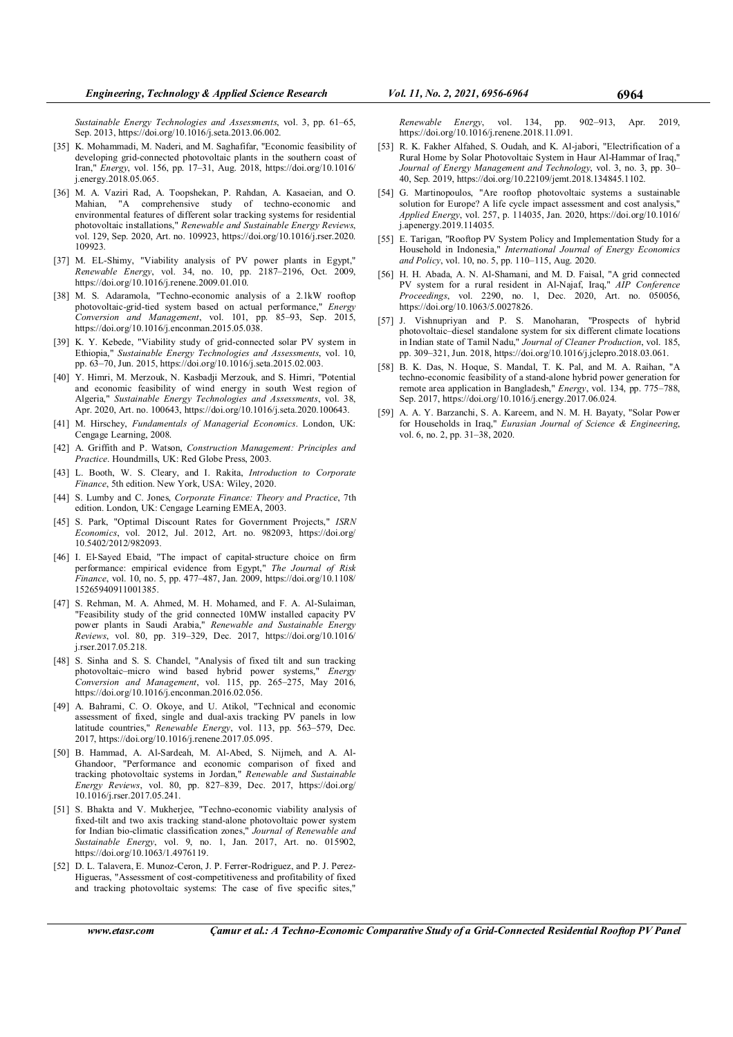*Sustainable Energy Technologies and Assessments*, vol. 3, pp. 61–65, Sep. 2013, https://doi.org/10.1016/j.seta.2013.06.002.

[35] K. Mohammadi, M. Naderi, and M. Saghafifar, "Economic feasibility of developing grid-connected photovoltaic plants in the southern coast of Iran," *Energy*, vol. 156, pp. 17–31, Aug. 2018, https://doi.org/10.1016/j.energy.2018.05.065.

[36] M. A. Vaziri Rad, A. Toopshekan, P. Rahdan, A. Kasaeian, and O. Mahian, "A comprehensive study of techno-economic and environmental features of different solar tracking systems for residential photovoltaic installations," *Renewable and Sustainable Energy Reviews*, vol. 129, Sep. 2020, Art. no. 109923, https://doi.org/10.1016/j.rser.2020.109923.

[37] M. EL-Shimy, "Viability analysis of PV power plants in Egypt," *Renewable Energy*, vol. 34, no. 10, pp. 2187–2196, Oct. 2009, https://doi.org/10.1016/j.renene.2009.01.010.

[38] M. S. Adaramola, "Techno-economic analysis of a 2.1kW rooftop photovoltaic-grid-tied system based on actual performance," *Energy Conversion and Management*, vol. 101, pp. 85–93, Sep. 2015, https://doi.org/10.1016/j.enconman.2015.05.038.

[39] K. Y. Kebede, "Viability study of grid-connected solar PV system in Ethiopia," *Sustainable Energy Technologies and Assessments*, vol. 10, pp. 63–70, Jun. 2015, https://doi.org/10.1016/j.seta.2015.02.003.

[40] Y. Himri, M. Merzouk, N. Kasbadji Merzouk, and S. Himri, "Potential and economic feasibility of wind energy in south West region of Algeria," *Sustainable Energy Technologies and Assessments*, vol. 38, Apr. 2020, Art. no. 100643, https://doi.org/10.1016/j.seta.2020.100643.

[41] M. Hirschey, *Fundamentals of Managerial Economics*. London, UK: Cengage Learning, 2008.

[42] A. Griffith and P. Watson, *Construction Management: Principles and Practice*. Houndmills, UK: Red Globe Press, 2003.

[43] L. Booth, W. S. Cleary, and I. Rakita, *Introduction to Corporate Finance*, 5th edition. New York, USA: Wiley, 2020.

[44] S. Lumby and C. Jones, *Corporate Finance: Theory and Practice*, 7th edition. London, UK: Cengage Learning EMEA, 2003.

[45] S. Park, "Optimal Discount Rates for Government Projects," *ISRN Economics*, vol. 2012, Jul. 2012, Art. no. 982093, https://doi.org/10.5402/2012/982093.

[46] I. El-Sayed Ebaid, "The impact of capital-structure choice on firm performance: empirical evidence from Egypt," *The Journal of Risk Finance*, vol. 10, no. 5, pp. 477–487, Jan. 2009, https://doi.org/10.1108/15265940911001385.

[47] S. Rehman, M. A. Ahmed, M. H. Mohamed, and F. A. Al-Sulaiman, "Feasibility study of the grid connected 10MW installed capacity PV power plants in Saudi Arabia," *Renewable and Sustainable Energy Reviews*, vol. 80, pp. 319–329, Dec. 2017, https://doi.org/10.1016/j.rser.2017.05.218.

[48] S. Sinha and S. S. Chandel, "Analysis of fixed tilt and sun tracking photovoltaic–micro wind based hybrid power systems," *Energy Conversion and Management*, vol. 115, pp. 265–275, May 2016, https://doi.org/10.1016/j.enconman.2016.02.056.

[49] A. Bahrami, C. O. Okoye, and U. Atikol, "Technical and economic assessment of fixed, single and dual-axis tracking PV panels in low latitude countries," *Renewable Energy*, vol. 113, pp. 563–579, Dec. 2017, https://doi.org/10.1016/j.renene.2017.05.095.

[50] B. Hammad, A. Al-Sardeah, M. Al-Abed, S. Nijmeh, and A. Al-Ghandoor, "Performance and economic comparison of fixed and tracking photovoltaic systems in Jordan," *Renewable and Sustainable Energy Reviews*, vol. 80, pp. 827–839, Dec. 2017, https://doi.org/10.1016/j.rser.2017.05.241.

[51] S. Bhakta and V. Mukherjee, "Techno-economic viability analysis of fixed-tilt and two axis tracking stand-alone photovoltaic power system for Indian bio-climatic classification zones," *Journal of Renewable and Sustainable Energy*, vol. 9, no. 1, Jan. 2017, Art. no. 015902, https://doi.org/10.1063/1.4976119.

[52] D. L. Talavera, E. Munoz-Ceron, J. P. Ferrer-Rodriguez, and P. J. Perez-Higueras, "Assessment of cost-competitiveness and profitability of fixed and tracking photovoltaic systems: The case of five specific sites," *Renewable Energy*, vol. 134, pp. 902–913, Apr. 2019, https://doi.org/10.1016/j.renene.2018.11.091.

[53] R. K. Fakher Alfahed, S. Oudah, and K. Al-jabori, "Electrification of a Rural Home by Solar Photovoltaic System in Haur Al-Hammar of Iraq," *Journal of Energy Management and Technology*, vol. 3, no. 3, pp. 30–40, Sep. 2019, https://doi.org/10.22109/jemt.2018.134845.1102.

[54] G. Martinopoulos, "Are rooftop photovoltaic systems a sustainable solution for Europe? A life cycle impact assessment and cost analysis," *Applied Energy*, vol. 257, p. 114035, Jan. 2020, https://doi.org/10.1016/j.apenergy.2019.114035.

[55] E. Tarigan, "Rooftop PV System Policy and Implementation Study for a Household in Indonesia," *International Journal of Energy Economics and Policy*, vol. 10, no. 5, pp. 110–115, Aug. 2020.

[56] H. H. Abada, A. N. Al-Shamani, and M. D. Faisal, "A grid connected PV system for a rural resident in Al-Najaf, Iraq," *AIP Conference Proceedings*, vol. 2290, no. 1, Dec. 2020, Art. no. 050056, https://doi.org/10.1063/5.0027826.

[57] J. Vishnupriyan and P. S. Manoharan, "Prospects of hybrid photovoltaic–diesel standalone system for six different climate locations in Indian state of Tamil Nadu," *Journal of Cleaner Production*, vol. 185, pp. 309–321, Jun. 2018, https://doi.org/10.1016/j.jclepro.2018.03.061.

[58] B. K. Das, N. Hoque, S. Mandal, T. K. Pal, and M. A. Raihan, "A techno-economic feasibility of a stand-alone hybrid power generation for remote area application in Bangladesh," *Energy*, vol. 134, pp. 775–788, Sep. 2017, https://doi.org/10.1016/j.energy.2017.06.024.

[59] A. A. Y. Barzanchi, S. A. Kareem, and N. M. H. Bayaty, "Solar Power for Households in Iraq," *Eurasian Journal of Science & Engineering*, vol. 6, no. 2, pp. 31–38, 2020.